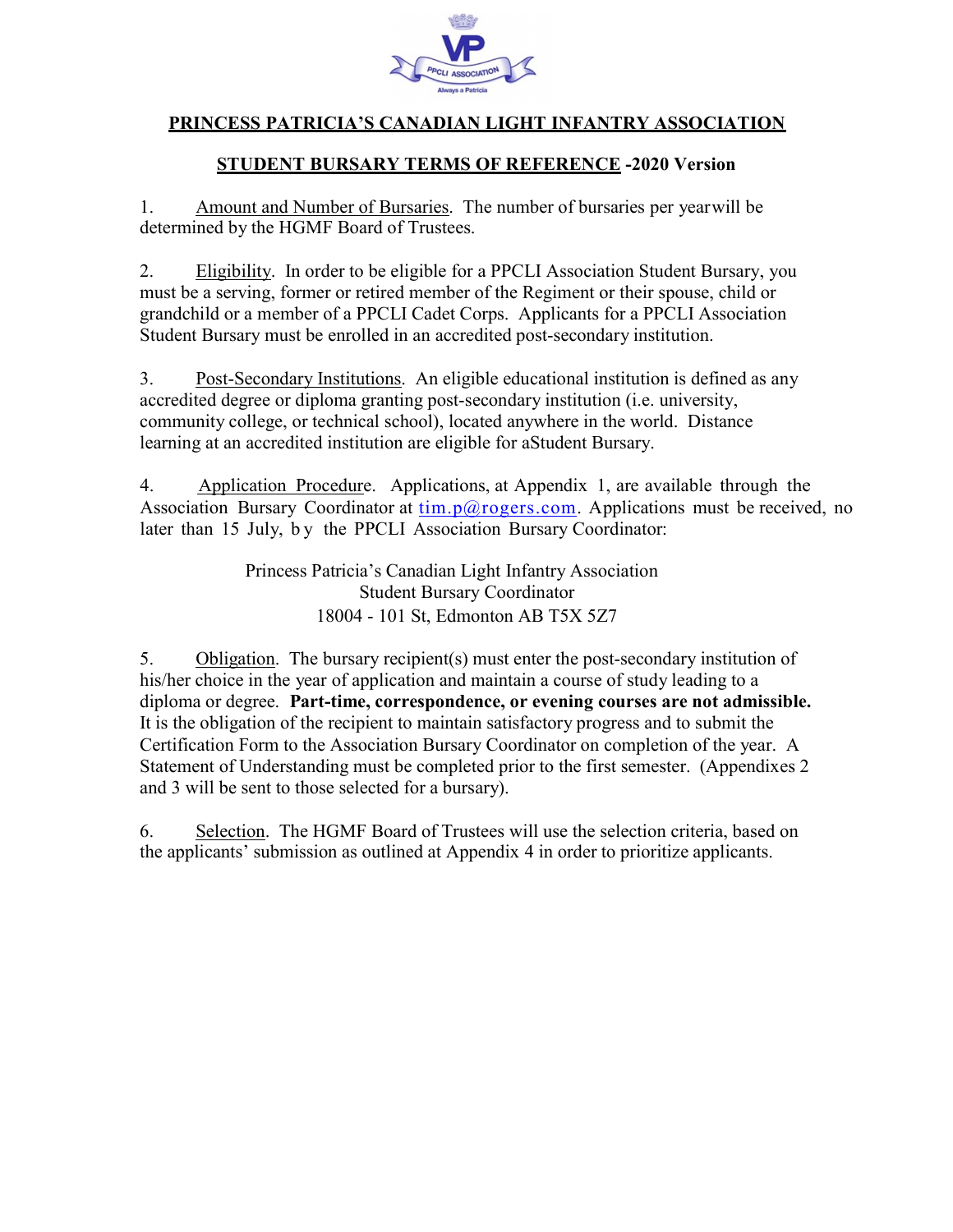# PRINCESS PATRICIA'S CANADIAN LIGHT INFANTRY ASSOCIATION

## STUDENT BURSARY TERMS OF REFERENCE -2020 Version

1. Amount and Number of Bursaries. The number of bursaries per yearwill be determined by the HGMF Board of Trustees.

2. Eligibility. In order to be eligible for a PPCLI Association Student Bursary, you must be a serving, former or retired member of the Regiment or their spouse, child or grandchild or a member of a PPCLI Cadet Corps. Applicants for a PPCLI Association Student Bursary must be enrolled in an accredited post-secondary institution.

3. Post-Secondary Institutions. An eligible educational institution is defined as any accredited degree or diploma granting post-secondary institution (i.e. university, community college, or technical school), located anywhere in the world. Distance learning at an accredited institution are eligible for aStudent Bursary.

4. Application Procedure. Applications, at Appendix 1, are available through the Association Bursary Coordinator at tim.p@rogers.com. Applications must be received, no later than 15 July, by the PPCLI Association Bursary Coordinator:

Princess Patricia's Canadian Light Infantry Association
Student Bursary Coordinator
18004 - 101 St, Edmonton AB T5X 5Z7

5. Obligation. The bursary recipient(s) must enter the post-secondary institution of his/her choice in the year of application and maintain a course of study leading to a diploma or degree. **Part-time, correspondence, or evening courses are not admissible.** It is the obligation of the recipient to maintain satisfactory progress and to submit the Certification Form to the Association Bursary Coordinator on completion of the year. A Statement of Understanding must be completed prior to the first semester. (Appendixes 2 and 3 will be sent to those selected for a bursary).

6. Selection. The HGMF Board of Trustees will use the selection criteria, based on the applicants' submission as outlined at Appendix 4 in order to prioritize applicants.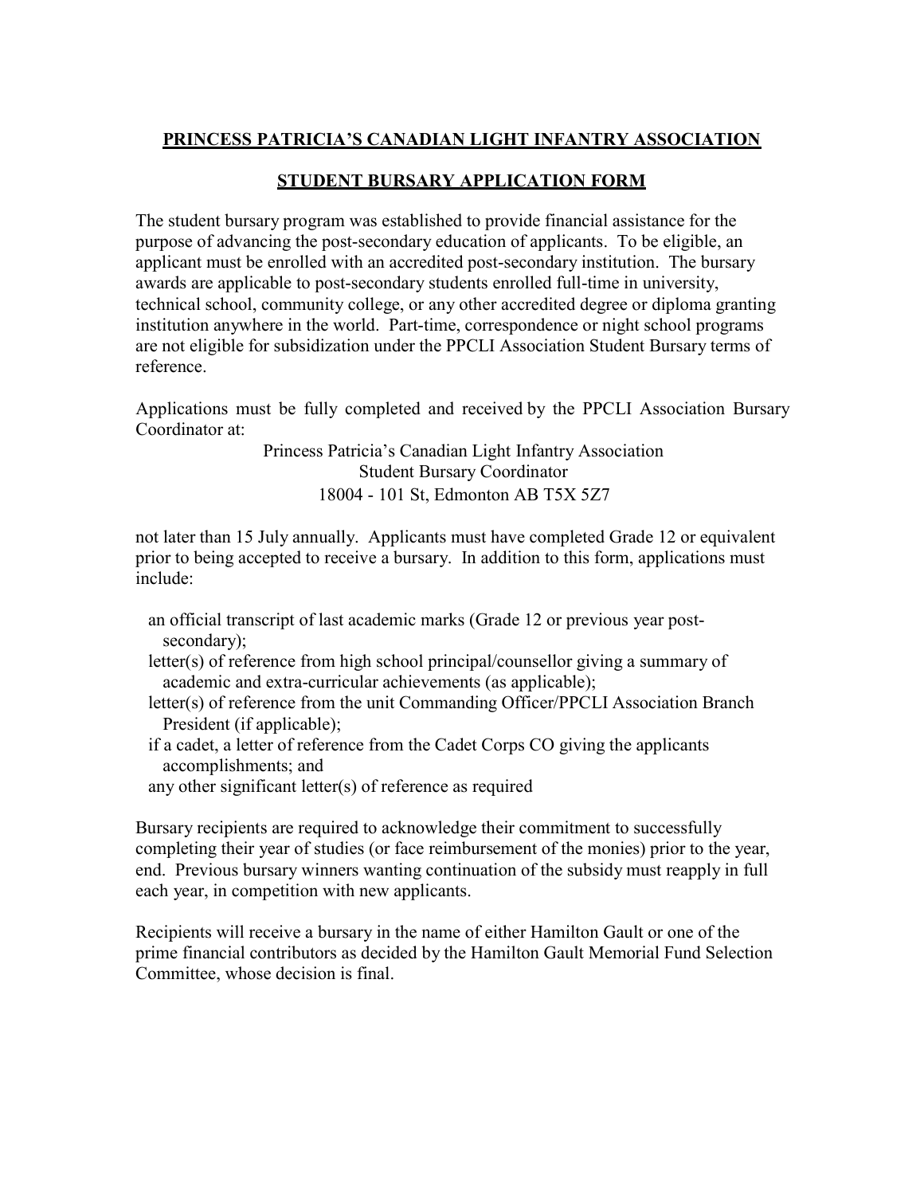**PRINCESS PATRICIA'S CANADIAN LIGHT INFANTRY ASSOCIATION**

**STUDENT BURSARY APPLICATION FORM**

The student bursary program was established to provide financial assistance for the purpose of advancing the post-secondary education of applicants. To be eligible, an applicant must be enrolled with an accredited post-secondary institution. The bursary awards are applicable to post-secondary students enrolled full-time in university, technical school, community college, or any other accredited degree or diploma granting institution anywhere in the world. Part-time, correspondence or night school programs are not eligible for subsidization under the PPCLI Association Student Bursary terms of reference.

Applications must be fully completed and received by the PPCLI Association Bursary Coordinator at:

Princess Patricia's Canadian Light Infantry Association
Student Bursary Coordinator
18004 - 101 St, Edmonton AB T5X 5Z7

not later than 15 July annually. Applicants must have completed Grade 12 or equivalent prior to being accepted to receive a bursary. In addition to this form, applications must include:

- an official transcript of last academic marks (Grade 12 or previous year post-secondary);
- letter(s) of reference from high school principal/counsellor giving a summary of academic and extra-curricular achievements (as applicable);
- letter(s) of reference from the unit Commanding Officer/PPCLI Association Branch President (if applicable);
- if a cadet, a letter of reference from the Cadet Corps CO giving the applicants accomplishments; and
- any other significant letter(s) of reference as required

Bursary recipients are required to acknowledge their commitment to successfully completing their year of studies (or face reimbursement of the monies) prior to the year, end. Previous bursary winners wanting continuation of the subsidy must reapply in full each year, in competition with new applicants.

Recipients will receive a bursary in the name of either Hamilton Gault or one of the prime financial contributors as decided by the Hamilton Gault Memorial Fund Selection Committee, whose decision is final.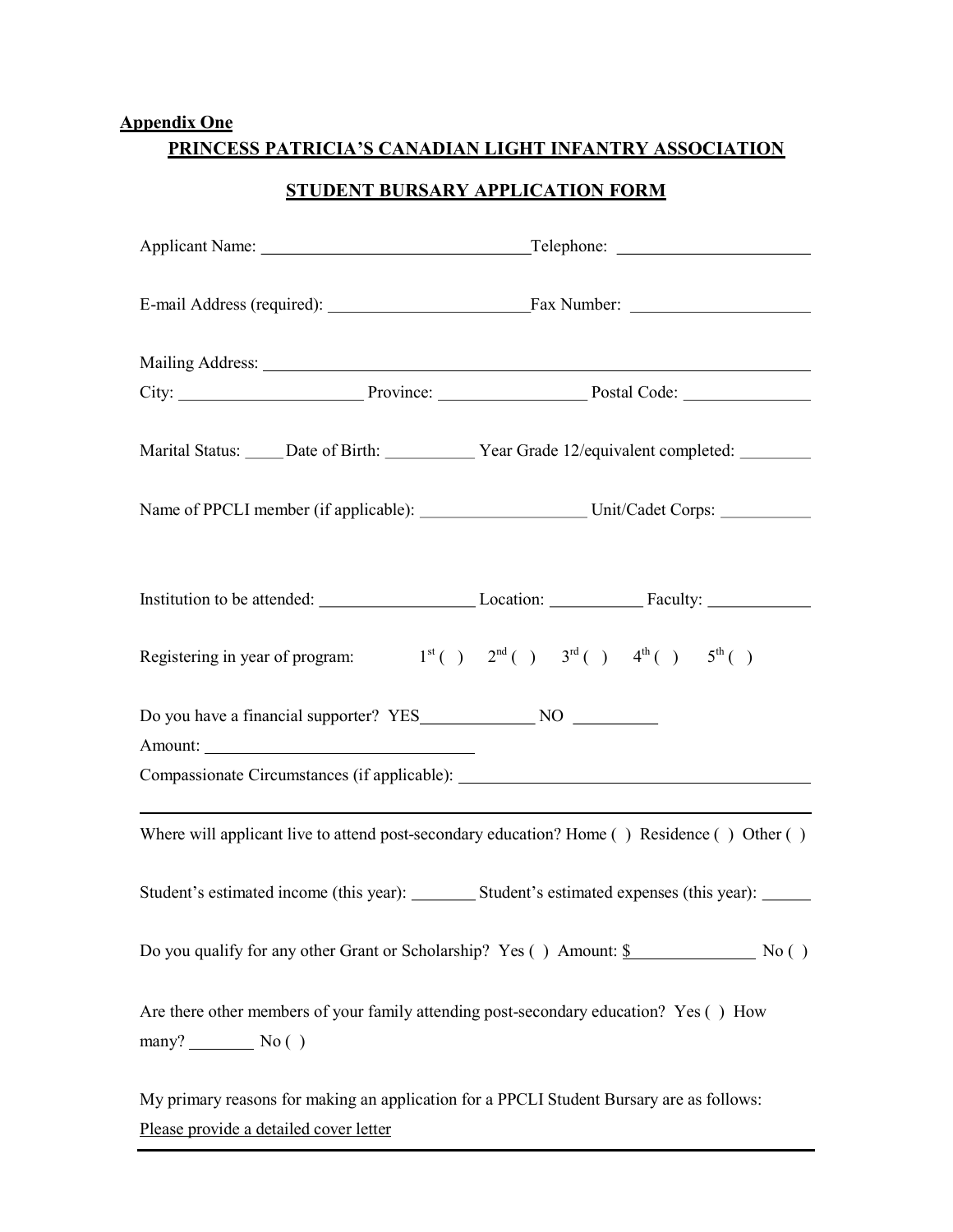**Appendix One**

## PRINCESS PATRICIA'S CANADIAN LIGHT INFANTRY ASSOCIATION

## STUDENT BURSARY APPLICATION FORM

Applicant Name: ______________________________ Telephone: ______________________

E-mail Address (required): ______________________ Fax Number: ____________________

Mailing Address: ______________________________________________________________

City: _____________________ Province: _________________ Postal Code: ______________

Marital Status: _____ Date of Birth: ___________ Year Grade 12/equivalent completed: ________

Name of PPCLI member (if applicable): ___________________ Unit/Cadet Corps: ___________

Institution to be attended: __________________ Location: ___________ Faculty: ____________

Registering in year of program: 1st ( ) 2nd ( ) 3rd ( ) 4th ( ) 5th ( )

Do you have a financial supporter? YES_____________ NO __________

Amount: ______________________________

Compassionate Circumstances (if applicable): ________________________________________

______________________________________________________________________________

Where will applicant live to attend post-secondary education? Home ( ) Residence ( ) Other ( )

Student's estimated income (this year): ________ Student's estimated expenses (this year): ______

Do you qualify for any other Grant or Scholarship? Yes ( ) Amount: $______________ No ( )

Are there other members of your family attending post-secondary education? Yes ( ) How many? ________ No ( )

My primary reasons for making an application for a PPCLI Student Bursary are as follows:
Please provide a detailed cover letter

______________________________________________________________________________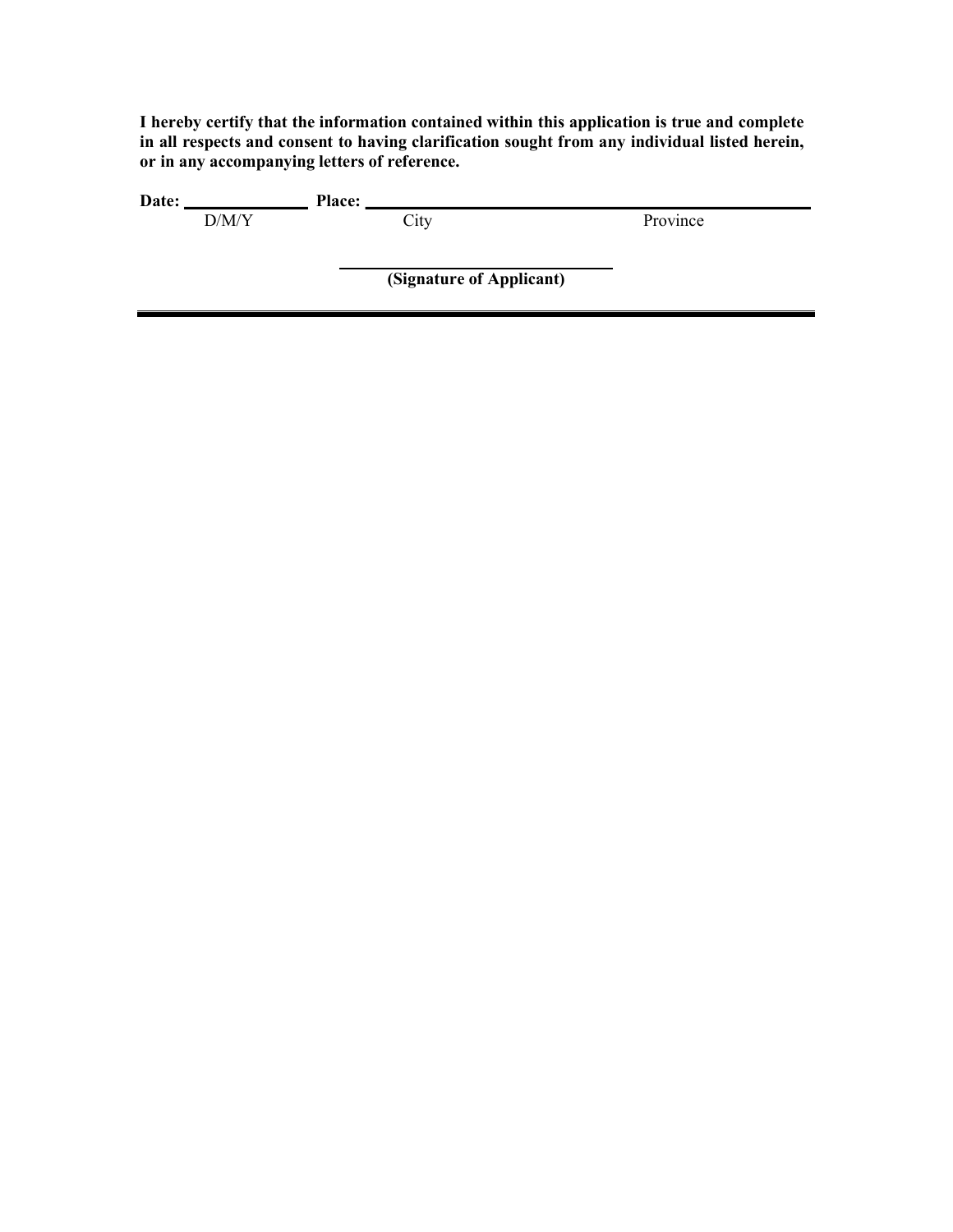**I hereby certify that the information contained within this application is true and complete in all respects and consent to having clarification sought from any individual listed herein, or in any accompanying letters of reference.**

**Date:** ______________ **Place:** ________________________________________________

D/M/Y City Province

________________________________

**(Signature of Applicant)**

---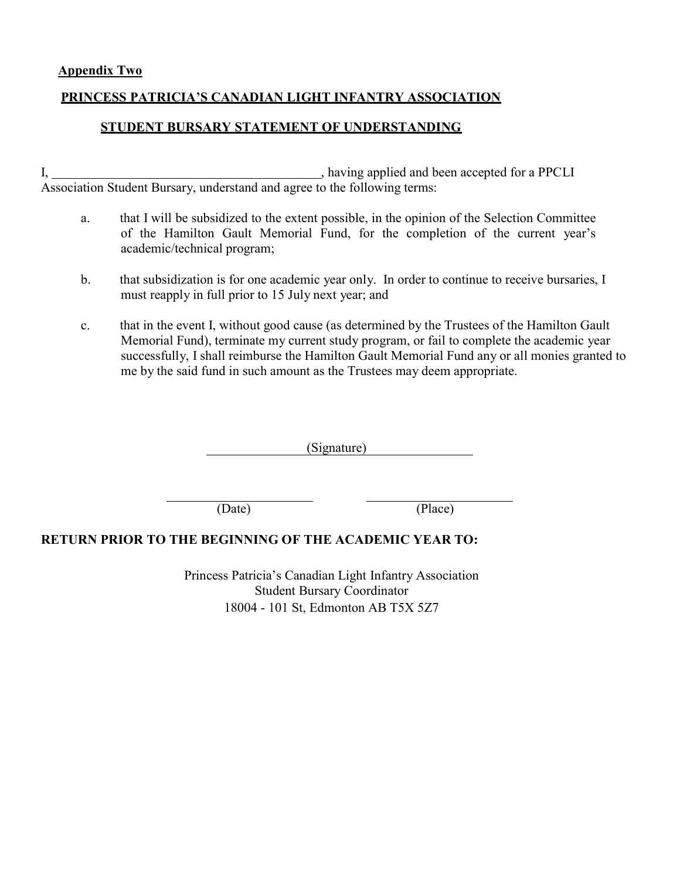**Appendix Two**

## PRINCESS PATRICIA'S CANADIAN LIGHT INFANTRY ASSOCIATION

## STUDENT BURSARY STATEMENT OF UNDERSTANDING

I, \_\_\_\_\_\_\_\_\_\_\_\_\_\_\_\_\_\_\_\_\_\_\_\_\_\_\_\_\_\_\_\_\_\_\_\_\_\_\_\_\_\_, having applied and been accepted for a PPCLI Association Student Bursary, understand and agree to the following terms:

a. that I will be subsidized to the extent possible, in the opinion of the Selection Committee of the Hamilton Gault Memorial Fund, for the completion of the current year's academic/technical program;

b. that subsidization is for one academic year only. In order to continue to receive bursaries, I must reapply in full prior to 15 July next year; and

c. that in the event I, without good cause (as determined by the Trustees of the Hamilton Gault Memorial Fund), terminate my current study program, or fail to complete the academic year successfully, I shall reimburse the Hamilton Gault Memorial Fund any or all monies granted to me by the said fund in such amount as the Trustees may deem appropriate.

\_\_\_\_\_\_\_\_\_\_\_\_\_\_\_\_\_\_\_\_\_\_\_\_\_\_\_\_\_\_\_\_\_\_\_\_\_\_\_\_
(Signature)

\_\_\_\_\_\_\_\_\_\_\_\_\_\_\_\_\_\_\_\_\_\_\_\_ \_\_\_\_\_\_\_\_\_\_\_\_\_\_\_\_\_\_\_\_\_\_\_\_
(Date) (Place)

**RETURN PRIOR TO THE BEGINNING OF THE ACADEMIC YEAR TO:**

Princess Patricia's Canadian Light Infantry Association
Student Bursary Coordinator
18004 - 101 St, Edmonton AB T5X 5Z7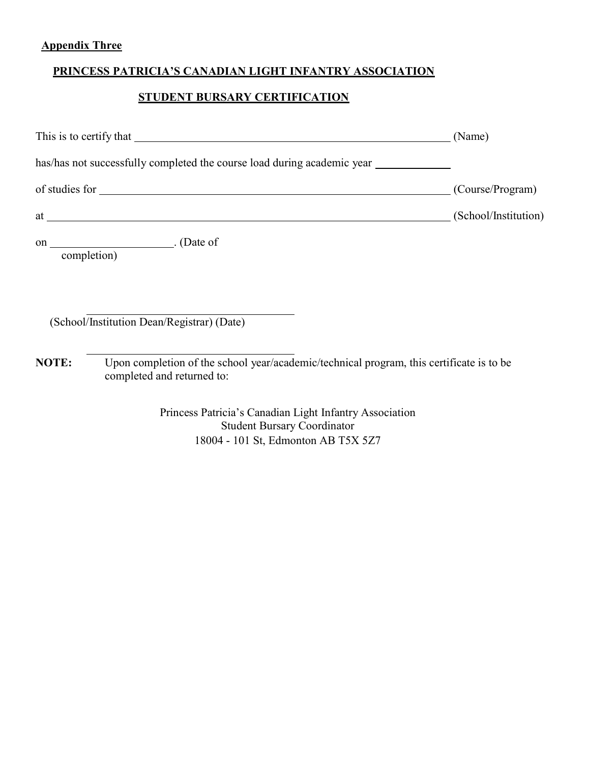**Appendix Three**

**PRINCESS PATRICIA'S CANADIAN LIGHT INFANTRY ASSOCIATION**

**STUDENT BURSARY CERTIFICATION**

This is to certify that ______________________________________________ (Name)

has/has not successfully completed the course load during academic year __________

of studies for ______________________________________________ (Course/Program)

at ______________________________________________ (School/Institution)

on ____________________. (Date of completion)

______________________________

(School/Institution Dean/Registrar) (Date)

______________________________

**NOTE:** Upon completion of the school year/academic/technical program, this certificate is to be completed and returned to:

Princess Patricia's Canadian Light Infantry Association
Student Bursary Coordinator
18004 - 101 St, Edmonton AB T5X 5Z7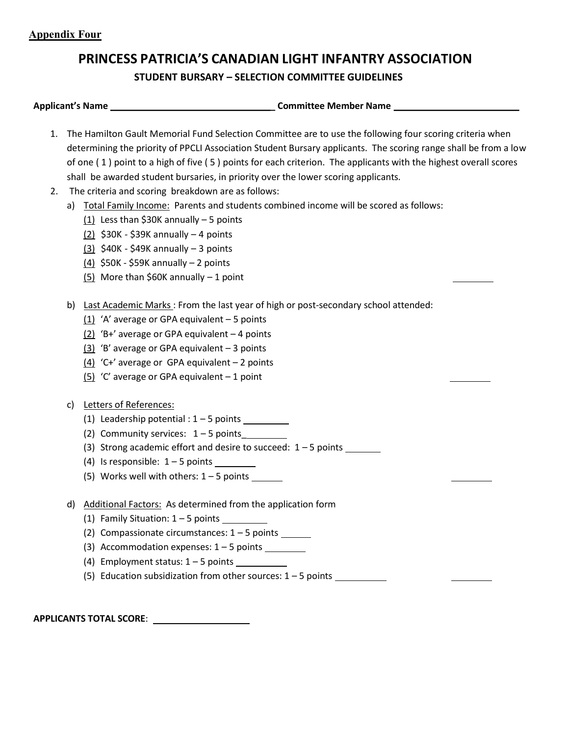**Appendix Four**

# PRINCESS PATRICIA'S CANADIAN LIGHT INFANTRY ASSOCIATION

## STUDENT BURSARY – SELECTION COMMITTEE GUIDELINES

**Applicant's Name** ________________________________ **Committee Member Name** _________________________

1. The Hamilton Gault Memorial Fund Selection Committee are to use the following four scoring criteria when determining the priority of PPCLI Association Student Bursary applicants. The scoring range shall be from a low of one ( 1 ) point to a high of five ( 5 ) points for each criterion. The applicants with the highest overall scores shall be awarded student bursaries, in priority over the lower scoring applicants.
2. The criteria and scoring breakdown are as follows:
   a) Total Family Income: Parents and students combined income will be scored as follows:
      (1) Less than $30K annually – 5 points
      (2) $30K - $39K annually – 4 points
      (3) $40K - $49K annually – 3 points
      (4) $50K - $59K annually – 2 points
      (5) More than $60K annually – 1 point ________

   b) Last Academic Marks : From the last year of high or post-secondary school attended:
      (1) 'A' average or GPA equivalent – 5 points
      (2) 'B+' average or GPA equivalent – 4 points
      (3) 'B' average or GPA equivalent – 3 points
      (4) 'C+' average or GPA equivalent – 2 points
      (5) 'C' average or GPA equivalent – 1 point ________

   c) Letters of References:
      (1) Leadership potential : 1 – 5 points ________
      (2) Community services: 1 – 5 points________
      (3) Strong academic effort and desire to succeed: 1 – 5 points ________
      (4) Is responsible: 1 – 5 points ________
      (5) Works well with others: 1 – 5 points ________ ________

   d) Additional Factors: As determined from the application form
      (1) Family Situation: 1 – 5 points ________
      (2) Compassionate circumstances: 1 – 5 points ________
      (3) Accommodation expenses: 1 – 5 points ________
      (4) Employment status: 1 – 5 points ________
      (5) Education subsidization from other sources: 1 – 5 points ________ ________

**APPLICANTS TOTAL SCORE**: ____________________